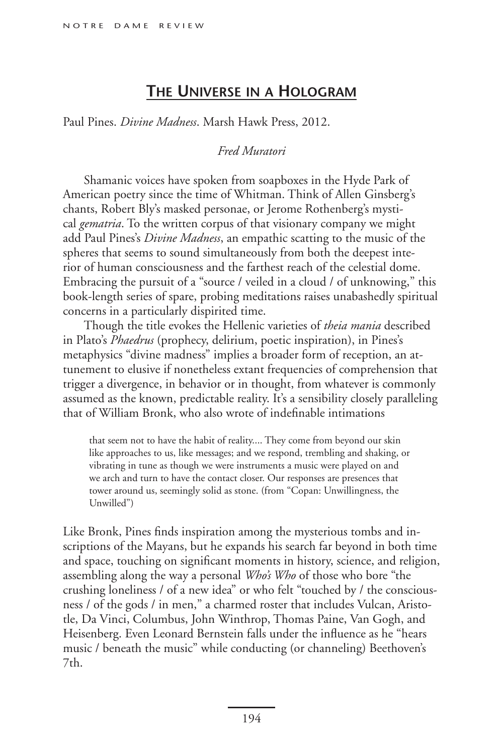## The Universe in a Hologram

Paul Pines. *Divine Madness*. Marsh Hawk Press, 2012.

*Fred Muratori*

Shamanic voices have spoken from soapboxes in the Hyde Park of American poetry since the time of Whitman. Think of Allen Ginsberg's chants, Robert Bly's masked personae, or Jerome Rothenberg's mystical *gematria*. To the written corpus of that visionary company we might add Paul Pines's *Divine Madness*, an empathic scatting to the music of the spheres that seems to sound simultaneously from both the deepest interior of human consciousness and the farthest reach of the celestial dome. Embracing the pursuit of a "source / veiled in a cloud / of unknowing," this book-length series of spare, probing meditations raises unabashedly spiritual concerns in a particularly dispirited time.

Though the title evokes the Hellenic varieties of *theia mania* described in Plato's *Phaedrus* (prophecy, delirium, poetic inspiration), in Pines's metaphysics "divine madness" implies a broader form of reception, an attunement to elusive if nonetheless extant frequencies of comprehension that trigger a divergence, in behavior or in thought, from whatever is commonly assumed as the known, predictable reality. It's a sensibility closely paralleling that of William Bronk, who also wrote of indefinable intimations

> that seem not to have the habit of reality.... They come from beyond our skin like approaches to us, like messages; and we respond, trembling and shaking, or vibrating in tune as though we were instruments a music were played on and we arch and turn to have the contact closer. Our responses are presences that tower around us, seemingly solid as stone. (from "Copan: Unwillingness, the Unwilled")

Like Bronk, Pines finds inspiration among the mysterious tombs and inscriptions of the Mayans, but he expands his search far beyond in both time and space, touching on significant moments in history, science, and religion, assembling along the way a personal *Who's Who* of those who bore "the crushing loneliness / of a new idea" or who felt "touched by / the consciousness / of the gods / in men," a charmed roster that includes Vulcan, Aristotle, Da Vinci, Columbus, John Winthrop, Thomas Paine, Van Gogh, and Heisenberg. Even Leonard Bernstein falls under the influence as he "hears music / beneath the music" while conducting (or channeling) Beethoven's 7th.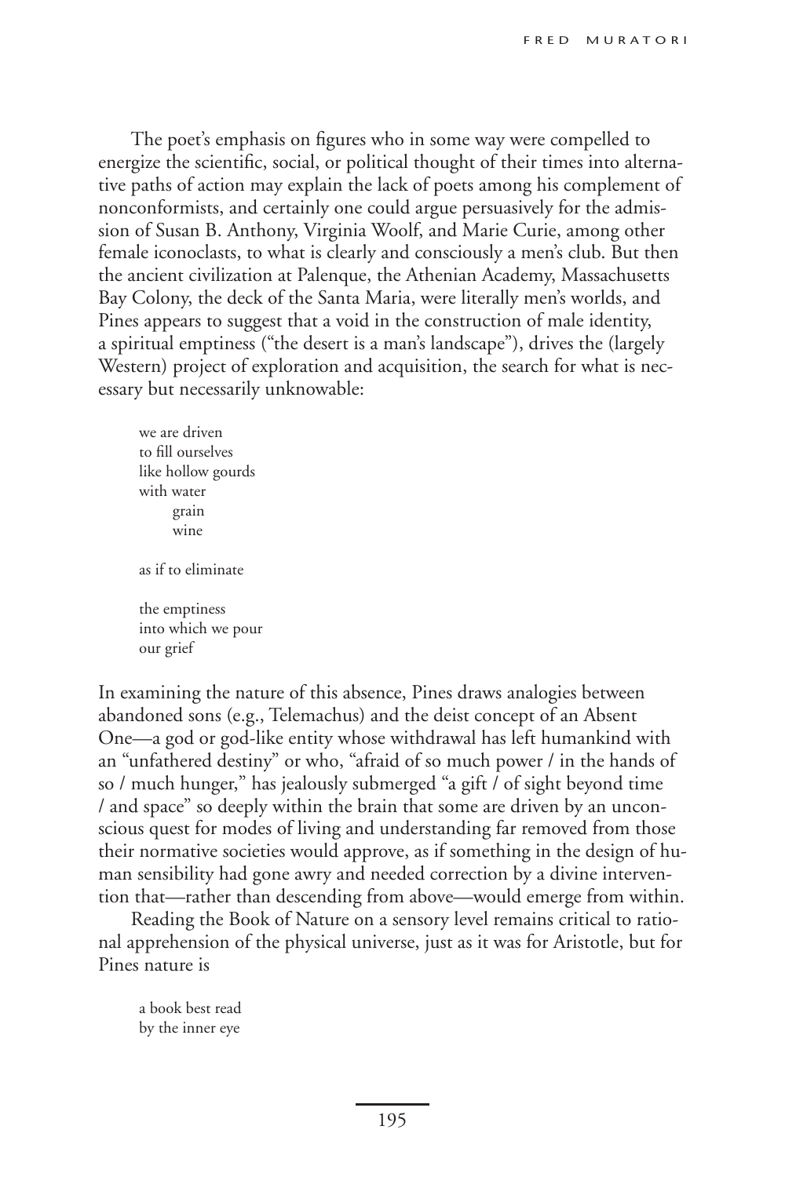The poet's emphasis on figures who in some way were compelled to energize the scientific, social, or political thought of their times into alternative paths of action may explain the lack of poets among his complement of nonconformists, and certainly one could argue persuasively for the admission of Susan B. Anthony, Virginia Woolf, and Marie Curie, among other female iconoclasts, to what is clearly and consciously a men's club. But then the ancient civilization at Palenque, the Athenian Academy, Massachusetts Bay Colony, the deck of the Santa Maria, were literally men's worlds, and Pines appears to suggest that a void in the construction of male identity, a spiritual emptiness ("the desert is a man's landscape"), drives the (largely Western) project of exploration and acquisition, the search for what is necessary but necessarily unknowable:

> we are driven
> to fill ourselves
> like hollow gourds
> with water
>       grain
>       wine
>
> as if to eliminate
>
> the emptiness
> into which we pour
> our grief

In examining the nature of this absence, Pines draws analogies between abandoned sons (e.g., Telemachus) and the deist concept of an Absent One—a god or god-like entity whose withdrawal has left humankind with an "unfathered destiny" or who, "afraid of so much power / in the hands of so / much hunger," has jealously submerged "a gift / of sight beyond time / and space" so deeply within the brain that some are driven by an unconscious quest for modes of living and understanding far removed from those their normative societies would approve, as if something in the design of human sensibility had gone awry and needed correction by a divine intervention that—rather than descending from above—would emerge from within.

Reading the Book of Nature on a sensory level remains critical to rational apprehension of the physical universe, just as it was for Aristotle, but for Pines nature is

> a book best read
> by the inner eye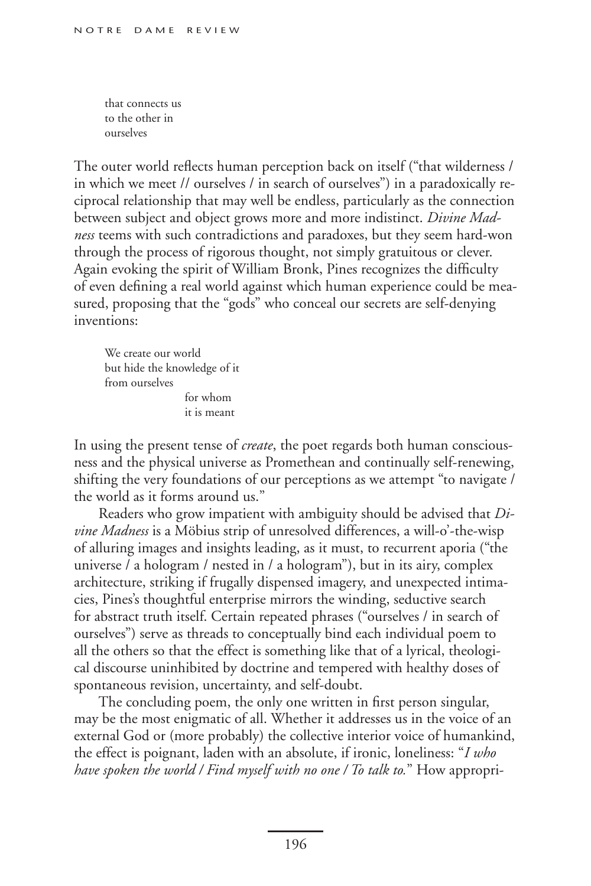that connects us  
to the other in  
ourselves

The outer world reflects human perception back on itself ("that wilderness / in which we meet // ourselves / in search of ourselves") in a paradoxically reciprocal relationship that may well be endless, particularly as the connection between subject and object grows more and more indistinct. *Divine Madness* teems with such contradictions and paradoxes, but they seem hard-won through the process of rigorous thought, not simply gratuitous or clever. Again evoking the spirit of William Bronk, Pines recognizes the difficulty of even defining a real world against which human experience could be measured, proposing that the "gods" who conceal our secrets are self-denying inventions:

> We create our world  
> but hide the knowledge of it  
> from ourselves  
>               for whom  
>               it is meant

In using the present tense of *create*, the poet regards both human consciousness and the physical universe as Promethean and continually self-renewing, shifting the very foundations of our perceptions as we attempt "to navigate / the world as it forms around us."

Readers who grow impatient with ambiguity should be advised that *Divine Madness* is a Möbius strip of unresolved differences, a will-o'-the-wisp of alluring images and insights leading, as it must, to recurrent aporia ("the universe / a hologram / nested in / a hologram"), but in its airy, complex architecture, striking if frugally dispensed imagery, and unexpected intimacies, Pines's thoughtful enterprise mirrors the winding, seductive search for abstract truth itself. Certain repeated phrases ("ourselves / in search of ourselves") serve as threads to conceptually bind each individual poem to all the others so that the effect is something like that of a lyrical, theological discourse uninhibited by doctrine and tempered with healthy doses of spontaneous revision, uncertainty, and self-doubt.

The concluding poem, the only one written in first person singular, may be the most enigmatic of all. Whether it addresses us in the voice of an external God or (more probably) the collective interior voice of humankind, the effect is poignant, laden with an absolute, if ironic, loneliness: "*I who have spoken the world / Find myself with no one / To talk to.*" How appropri-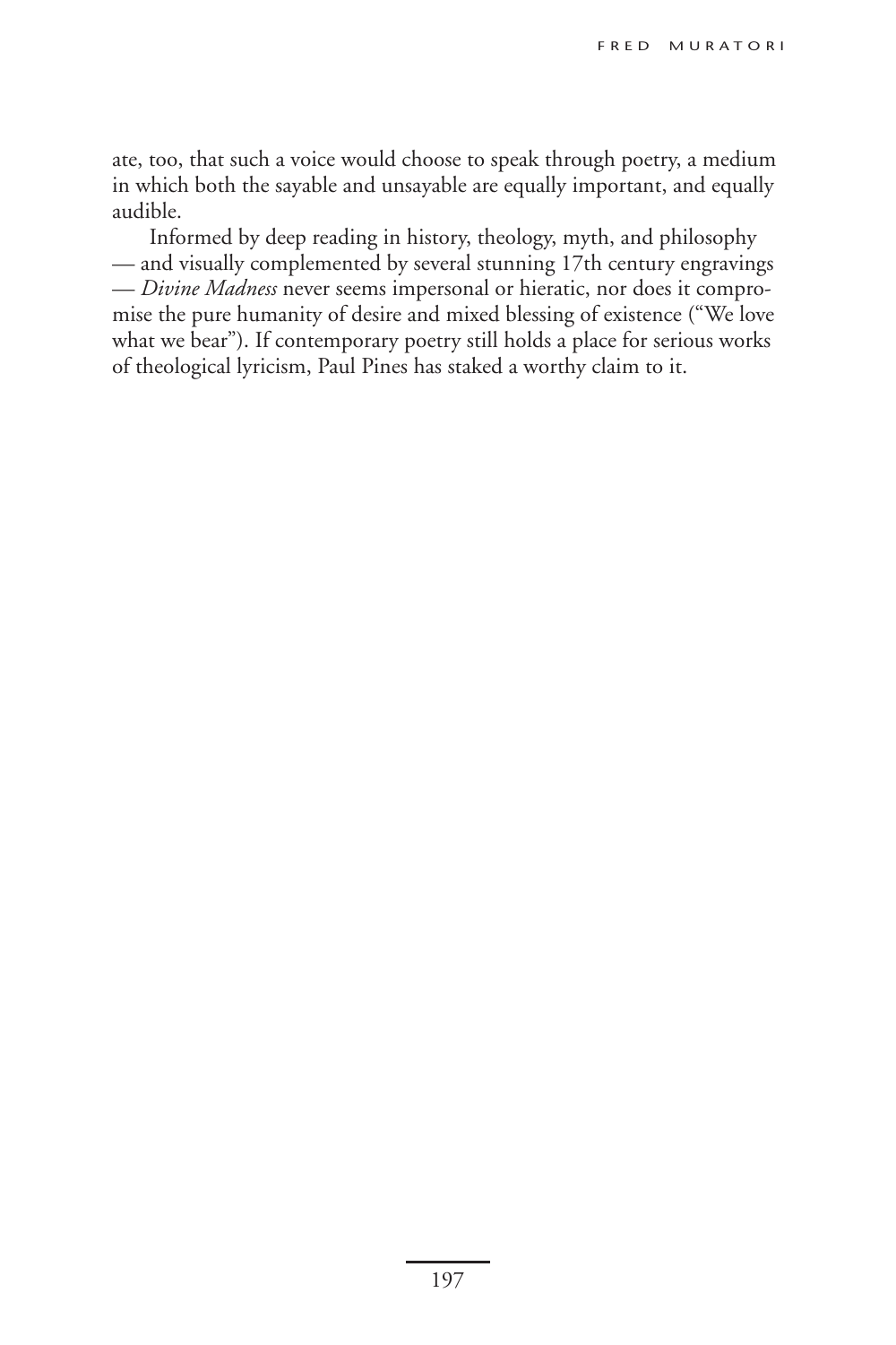ate, too, that such a voice would choose to speak through poetry, a medium in which both the sayable and unsayable are equally important, and equally audible.

Informed by deep reading in history, theology, myth, and philosophy — and visually complemented by several stunning 17th century engravings — *Divine Madness* never seems impersonal or hieratic, nor does it compromise the pure humanity of desire and mixed blessing of existence ("We love what we bear"). If contemporary poetry still holds a place for serious works of theological lyricism, Paul Pines has staked a worthy claim to it.